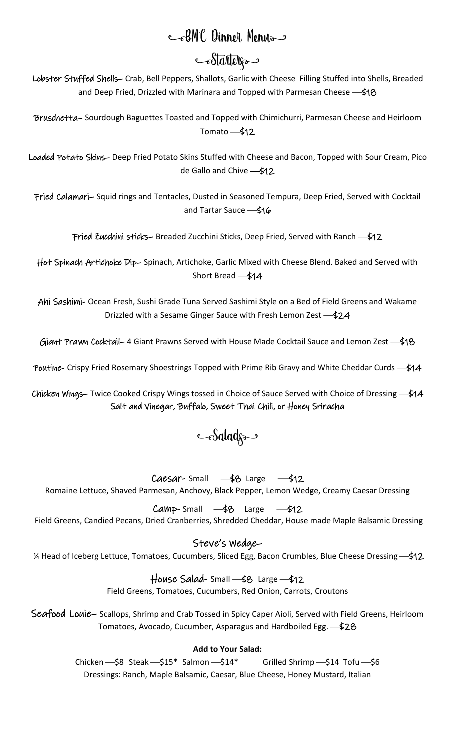# BMC Dinner Menu

## Starters

**Lobster Stuffed Shells–** Crab, Bell Peppers, Shallots, Garlic with Cheese Filling Stuffed into Shells, Breaded and Deep Fried, Drizzled with Marinara and Topped with Parmesan Cheese —$18

**Bruschetta–** Sourdough Baguettes Toasted and Topped with Chimichurri, Parmesan Cheese and Heirloom Tomato —$12

**Loaded Potato Skins–** Deep Fried Potato Skins Stuffed with Cheese and Bacon, Topped with Sour Cream, Pico de Gallo and Chive —$12

**Fried Calamari–** Squid rings and Tentacles, Dusted in Seasoned Tempura, Deep Fried, Served with Cocktail and Tartar Sauce —$16

**Fried Zucchini sticks–** Breaded Zucchini Sticks, Deep Fried, Served with Ranch —$12

**Hot Spinach Artichoke Dip–** Spinach, Artichoke, Garlic Mixed with Cheese Blend. Baked and Served with Short Bread —$14

**Ahi Sashimi-** Ocean Fresh, Sushi Grade Tuna Served Sashimi Style on a Bed of Field Greens and Wakame Drizzled with a Sesame Ginger Sauce with Fresh Lemon Zest —$24

**Giant Prawn Cocktail–** 4 Giant Prawns Served with House Made Cocktail Sauce and Lemon Zest —$18

**Poutine-** Crispy Fried Rosemary Shoestrings Topped with Prime Rib Gravy and White Cheddar Curds —$14

**Chicken Wings–** Twice Cooked Crispy Wings tossed in Choice of Sauce Served with Choice of Dressing —$14
Salt and Vinegar, Buffalo, Sweet Thai Chili, or Honey Sriracha

## Salads

**Caesar-** Small —$8 Large —$12
Romaine Lettuce, Shaved Parmesan, Anchovy, Black Pepper, Lemon Wedge, Creamy Caesar Dressing

**Camp-** Small —$8 Large —$12
Field Greens, Candied Pecans, Dried Cranberries, Shredded Cheddar, House made Maple Balsamic Dressing

**Steve's Wedge–**
¼ Head of Iceberg Lettuce, Tomatoes, Cucumbers, Sliced Egg, Bacon Crumbles, Blue Cheese Dressing —$12

**House Salad-** Small —$8 Large —$12
Field Greens, Tomatoes, Cucumbers, Red Onion, Carrots, Croutons

**Seafood Louie–** Scallops, Shrimp and Crab Tossed in Spicy Caper Aioli, Served with Field Greens, Heirloom Tomatoes, Avocado, Cucumber, Asparagus and Hardboiled Egg. —$28

**Add to Your Salad:**
Chicken —$8 Steak —$15* Salmon —$14* Grilled Shrimp —$14 Tofu —$6
Dressings: Ranch, Maple Balsamic, Caesar, Blue Cheese, Honey Mustard, Italian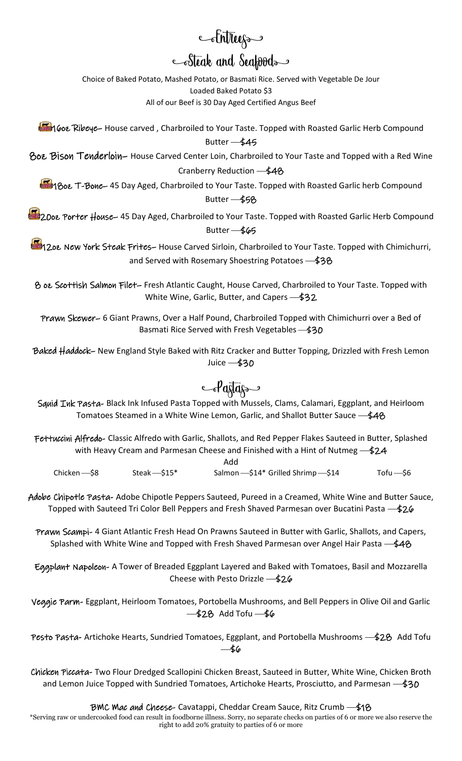# Entrees

## Steak and Seafood

Choice of Baked Potato, Mashed Potato, or Basmati Rice. Served with Vegetable De Jour
Loaded Baked Potato $3
All of our Beef is 30 Day Aged Certified Angus Beef

**16oz Ribeye–** House carved , Charbroiled to Your Taste. Topped with Roasted Garlic Herb Compound Butter —**$45**

**8oz Bison Tenderloin–** House Carved Center Loin, Charbroiled to Your Taste and Topped with a Red Wine Cranberry Reduction —**$48**

**18oz T-Bone–** 45 Day Aged, Charbroiled to Your Taste. Topped with Roasted Garlic herb Compound Butter —**$58**

**20oz Porter House–** 45 Day Aged, Charbroiled to Your Taste. Topped with Roasted Garlic Herb Compound Butter —**$65**

**12oz New York Steak Frites–** House Carved Sirloin, Charbroiled to Your Taste. Topped with Chimichurri, and Served with Rosemary Shoestring Potatoes —**$38**

**8 oz Scottish Salmon Filet–** Fresh Atlantic Caught, House Carved, Charbroiled to Your Taste. Topped with White Wine, Garlic, Butter, and Capers —**$32**

**Prawn Skewer–** 6 Giant Prawns, Over a Half Pound, Charbroiled Topped with Chimichurri over a Bed of Basmati Rice Served with Fresh Vegetables —**$30**

**Baked Haddock–** New England Style Baked with Ritz Cracker and Butter Topping, Drizzled with Fresh Lemon Juice —**$30**

## Pastas

**Squid Ink Pasta-** Black Ink Infused Pasta Topped with Mussels, Clams, Calamari, Eggplant, and Heirloom Tomatoes Steamed in a White Wine Lemon, Garlic, and Shallot Butter Sauce —**$48**

**Fettuccini Alfredo-** Classic Alfredo with Garlic, Shallots, and Red Pepper Flakes Sauteed in Butter, Splashed with Heavy Cream and Parmesan Cheese and Finished with a Hint of Nutmeg —**$24**

Add
Chicken —$8 Steak —$15* Salmon —$14* Grilled Shrimp —$14 Tofu —$6

**Adobe Chipotle Pasta-** Adobe Chipotle Peppers Sauteed, Pureed in a Creamed, White Wine and Butter Sauce, Topped with Sauteed Tri Color Bell Peppers and Fresh Shaved Parmesan over Bucatini Pasta —**$26**

**Prawn Scampi-** 4 Giant Atlantic Fresh Head On Prawns Sauteed in Butter with Garlic, Shallots, and Capers, Splashed with White Wine and Topped with Fresh Shaved Parmesan over Angel Hair Pasta —**$48**

**Eggplant Napoleon-** A Tower of Breaded Eggplant Layered and Baked with Tomatoes, Basil and Mozzarella Cheese with Pesto Drizzle —**$26**

**Veggie Parm-** Eggplant, Heirloom Tomatoes, Portobella Mushrooms, and Bell Peppers in Olive Oil and Garlic —**$28** Add Tofu —**$6**

**Pesto Pasta-** Artichoke Hearts, Sundried Tomatoes, Eggplant, and Portobella Mushrooms —**$28** Add Tofu —**$6**

**Chicken Piccata-** Two Flour Dredged Scallopini Chicken Breast, Sauteed in Butter, White Wine, Chicken Broth and Lemon Juice Topped with Sundried Tomatoes, Artichoke Hearts, Prosciutto, and Parmesan —**$30**

**BMC Mac and Cheese-** Cavatappi, Cheddar Cream Sauce, Ritz Crumb —**$18**

*Serving raw or undercooked food can result in foodborne illness. Sorry, no separate checks on parties of 6 or more we also reserve the right to add 20% gratuity to parties of 6 or more